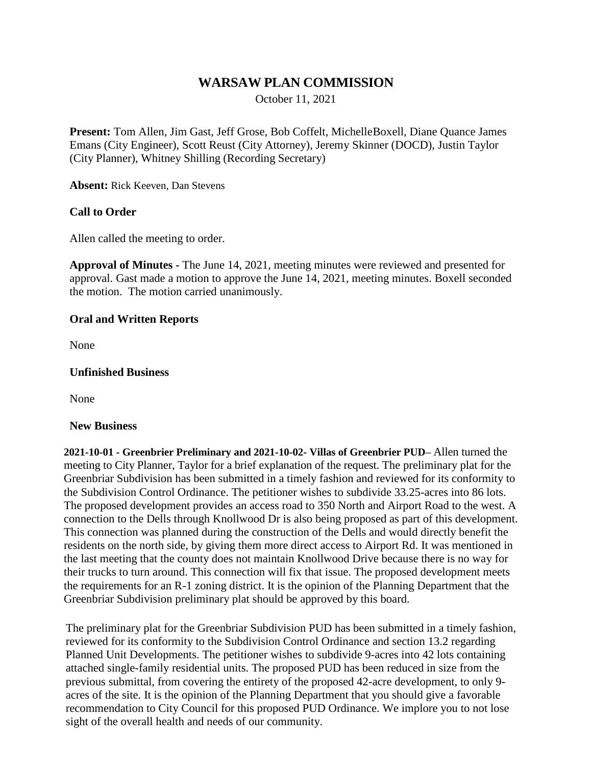# WARSAW PLAN COMMISSION

October 11, 2021

**Present:** Tom Allen, Jim Gast, Jeff Grose, Bob Coffelt, MichelleBoxell, Diane Quance James Emans (City Engineer), Scott Reust (City Attorney), Jeremy Skinner (DOCD), Justin Taylor (City Planner), Whitney Shilling (Recording Secretary)

**Absent:** Rick Keeven, Dan Stevens

**Call to Order**

Allen called the meeting to order.

**Approval of Minutes -** The June 14, 2021, meeting minutes were reviewed and presented for approval. Gast made a motion to approve the June 14, 2021, meeting minutes. Boxell seconded the motion. The motion carried unanimously.

**Oral and Written Reports**

None

**Unfinished Business**

None

**New Business**

**2021-10-01 - Greenbrier Preliminary and 2021-10-02- Villas of Greenbrier PUD**– Allen turned the meeting to City Planner, Taylor for a brief explanation of the request. The preliminary plat for the Greenbriar Subdivision has been submitted in a timely fashion and reviewed for its conformity to the Subdivision Control Ordinance. The petitioner wishes to subdivide 33.25-acres into 86 lots. The proposed development provides an access road to 350 North and Airport Road to the west. A connection to the Dells through Knollwood Dr is also being proposed as part of this development. This connection was planned during the construction of the Dells and would directly benefit the residents on the north side, by giving them more direct access to Airport Rd. It was mentioned in the last meeting that the county does not maintain Knollwood Drive because there is no way for their trucks to turn around. This connection will fix that issue. The proposed development meets the requirements for an R-1 zoning district. It is the opinion of the Planning Department that the Greenbriar Subdivision preliminary plat should be approved by this board.

The preliminary plat for the Greenbriar Subdivision PUD has been submitted in a timely fashion, reviewed for its conformity to the Subdivision Control Ordinance and section 13.2 regarding Planned Unit Developments. The petitioner wishes to subdivide 9-acres into 42 lots containing attached single-family residential units. The proposed PUD has been reduced in size from the previous submittal, from covering the entirety of the proposed 42-acre development, to only 9-acres of the site. It is the opinion of the Planning Department that you should give a favorable recommendation to City Council for this proposed PUD Ordinance. We implore you to not lose sight of the overall health and needs of our community.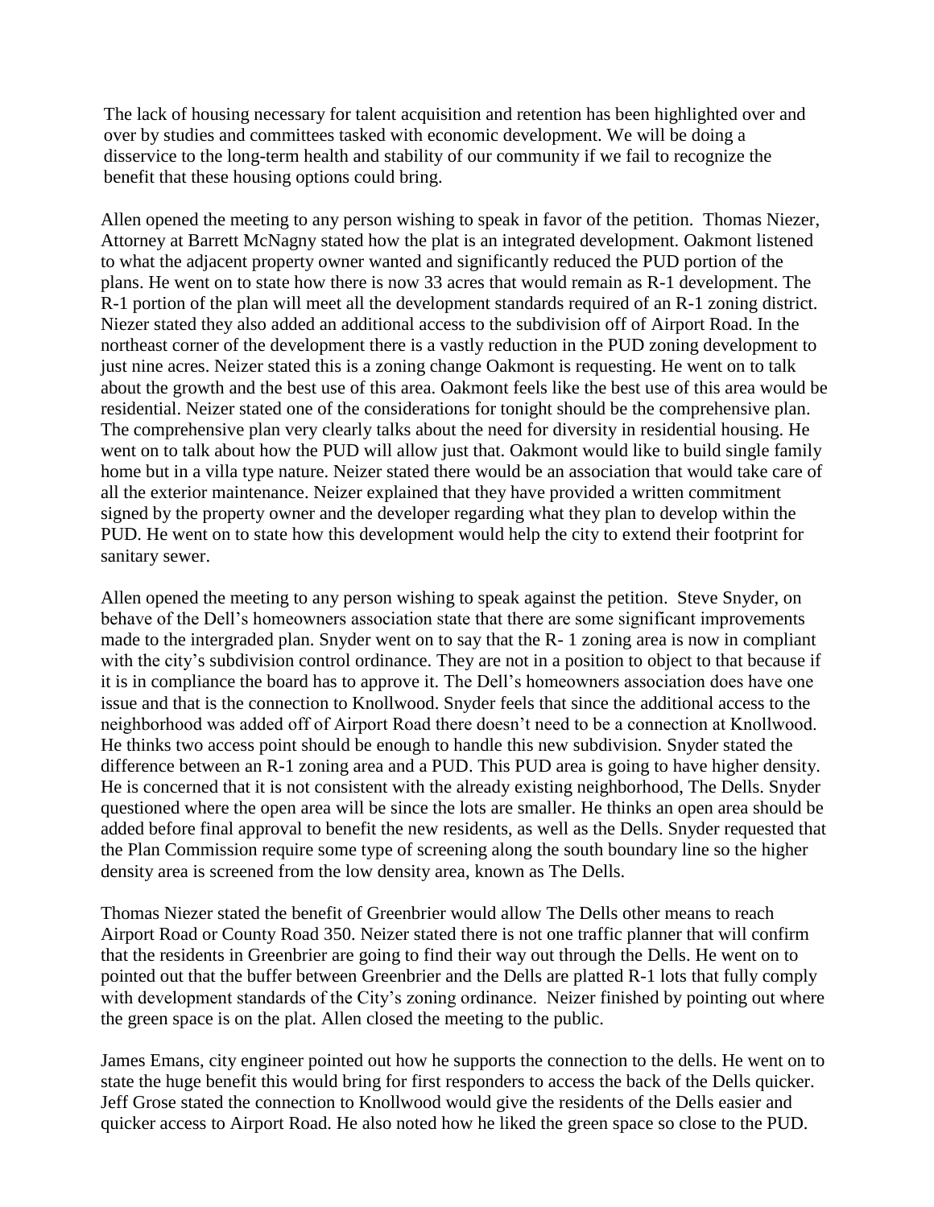The lack of housing necessary for talent acquisition and retention has been highlighted over and over by studies and committees tasked with economic development. We will be doing a disservice to the long-term health and stability of our community if we fail to recognize the benefit that these housing options could bring.

Allen opened the meeting to any person wishing to speak in favor of the petition. Thomas Niezer, Attorney at Barrett McNagny stated how the plat is an integrated development. Oakmont listened to what the adjacent property owner wanted and significantly reduced the PUD portion of the plans. He went on to state how there is now 33 acres that would remain as R-1 development. The R-1 portion of the plan will meet all the development standards required of an R-1 zoning district. Niezer stated they also added an additional access to the subdivision off of Airport Road. In the northeast corner of the development there is a vastly reduction in the PUD zoning development to just nine acres. Neizer stated this is a zoning change Oakmont is requesting. He went on to talk about the growth and the best use of this area. Oakmont feels like the best use of this area would be residential. Neizer stated one of the considerations for tonight should be the comprehensive plan. The comprehensive plan very clearly talks about the need for diversity in residential housing. He went on to talk about how the PUD will allow just that. Oakmont would like to build single family home but in a villa type nature. Neizer stated there would be an association that would take care of all the exterior maintenance. Neizer explained that they have provided a written commitment signed by the property owner and the developer regarding what they plan to develop within the PUD. He went on to state how this development would help the city to extend their footprint for sanitary sewer.

Allen opened the meeting to any person wishing to speak against the petition. Steve Snyder, on behave of the Dell's homeowners association state that there are some significant improvements made to the intergraded plan. Snyder went on to say that the R- 1 zoning area is now in compliant with the city's subdivision control ordinance. They are not in a position to object to that because if it is in compliance the board has to approve it. The Dell's homeowners association does have one issue and that is the connection to Knollwood. Snyder feels that since the additional access to the neighborhood was added off of Airport Road there doesn't need to be a connection at Knollwood. He thinks two access point should be enough to handle this new subdivision. Snyder stated the difference between an R-1 zoning area and a PUD. This PUD area is going to have higher density. He is concerned that it is not consistent with the already existing neighborhood, The Dells. Snyder questioned where the open area will be since the lots are smaller. He thinks an open area should be added before final approval to benefit the new residents, as well as the Dells. Snyder requested that the Plan Commission require some type of screening along the south boundary line so the higher density area is screened from the low density area, known as The Dells.

Thomas Niezer stated the benefit of Greenbrier would allow The Dells other means to reach Airport Road or County Road 350. Neizer stated there is not one traffic planner that will confirm that the residents in Greenbrier are going to find their way out through the Dells. He went on to pointed out that the buffer between Greenbrier and the Dells are platted R-1 lots that fully comply with development standards of the City's zoning ordinance. Neizer finished by pointing out where the green space is on the plat. Allen closed the meeting to the public.

James Emans, city engineer pointed out how he supports the connection to the dells. He went on to state the huge benefit this would bring for first responders to access the back of the Dells quicker. Jeff Grose stated the connection to Knollwood would give the residents of the Dells easier and quicker access to Airport Road. He also noted how he liked the green space so close to the PUD.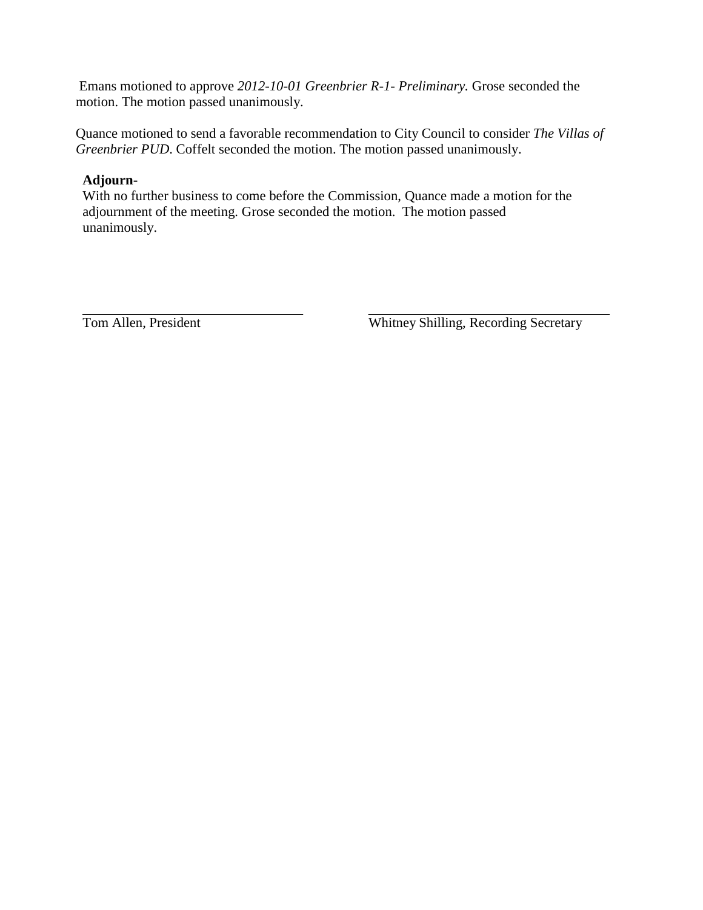Emans motioned to approve *2012-10-01 Greenbrier R-1- Preliminary.* Grose seconded the motion. The motion passed unanimously.

Quance motioned to send a favorable recommendation to City Council to consider *The Villas of Greenbrier PUD*. Coffelt seconded the motion. The motion passed unanimously.

**Adjourn-**

With no further business to come before the Commission, Quance made a motion for the adjournment of the meeting. Grose seconded the motion. The motion passed unanimously.

\_\_\_\_\_\_\_\_\_\_\_\_\_\_\_\_\_\_\_\_\_\_\_\_\_\_\_\_\_\_\_\_
Tom Allen, President

\_\_\_\_\_\_\_\_\_\_\_\_\_\_\_\_\_\_\_\_\_\_\_\_\_\_\_\_\_\_\_\_
Whitney Shilling, Recording Secretary